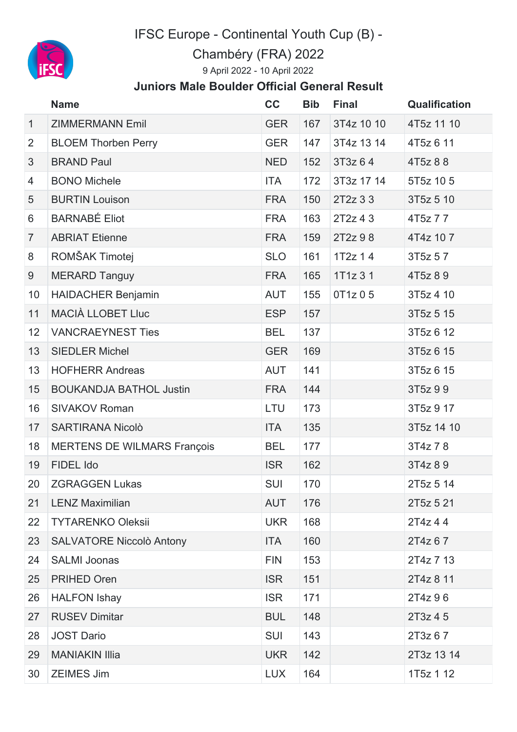# IFSC Europe - Continental Youth Cup (B) - Chambéry (FRA) 2022

9 April 2022 - 10 April 2022

## Juniors Male Boulder Official General Result

| | Name | CC | Bib | Final | Qualification |
|---|---|---|---|---|---|
| 1 | ZIMMERMANN Emil | GER | 167 | 3T4z 10 10 | 4T5z 11 10 |
| 2 | BLOEM Thorben Perry | GER | 147 | 3T4z 13 14 | 4T5z 6 11 |
| 3 | BRAND Paul | NED | 152 | 3T3z 6 4 | 4T5z 8 8 |
| 4 | BONO Michele | ITA | 172 | 3T3z 17 14 | 5T5z 10 5 |
| 5 | BURTIN Louison | FRA | 150 | 2T2z 3 3 | 3T5z 5 10 |
| 6 | BARNABÉ Eliot | FRA | 163 | 2T2z 4 3 | 4T5z 7 7 |
| 7 | ABRIAT Etienne | FRA | 159 | 2T2z 9 8 | 4T4z 10 7 |
| 8 | ROMŠAK Timotej | SLO | 161 | 1T2z 1 4 | 3T5z 5 7 |
| 9 | MERARD Tanguy | FRA | 165 | 1T1z 3 1 | 4T5z 8 9 |
| 10 | HAIDACHER Benjamin | AUT | 155 | 0T1z 0 5 | 3T5z 4 10 |
| 11 | MACIÀ LLOBET Lluc | ESP | 157 | | 3T5z 5 15 |
| 12 | VANCRAEYNEST Ties | BEL | 137 | | 3T5z 6 12 |
| 13 | SIEDLER Michel | GER | 169 | | 3T5z 6 15 |
| 13 | HOFHERR Andreas | AUT | 141 | | 3T5z 6 15 |
| 15 | BOUKANDJA BATHOL Justin | FRA | 144 | | 3T5z 9 9 |
| 16 | SIVAKOV Roman | LTU | 173 | | 3T5z 9 17 |
| 17 | SARTIRANA Nicolò | ITA | 135 | | 3T5z 14 10 |
| 18 | MERTENS DE WILMARS François | BEL | 177 | | 3T4z 7 8 |
| 19 | FIDEL Ido | ISR | 162 | | 3T4z 8 9 |
| 20 | ZGRAGGEN Lukas | SUI | 170 | | 2T5z 5 14 |
| 21 | LENZ Maximilian | AUT | 176 | | 2T5z 5 21 |
| 22 | TYTARENKO Oleksii | UKR | 168 | | 2T4z 4 4 |
| 23 | SALVATORE Niccolò Antony | ITA | 160 | | 2T4z 6 7 |
| 24 | SALMI Joonas | FIN | 153 | | 2T4z 7 13 |
| 25 | PRIHED Oren | ISR | 151 | | 2T4z 8 11 |
| 26 | HALFON Ishay | ISR | 171 | | 2T4z 9 6 |
| 27 | RUSEV Dimitar | BUL | 148 | | 2T3z 4 5 |
| 28 | JOST Dario | SUI | 143 | | 2T3z 6 7 |
| 29 | MANIAKIN Illia | UKR | 142 | | 2T3z 13 14 |
| 30 | ZEIMES Jim | LUX | 164 | | 1T5z 1 12 |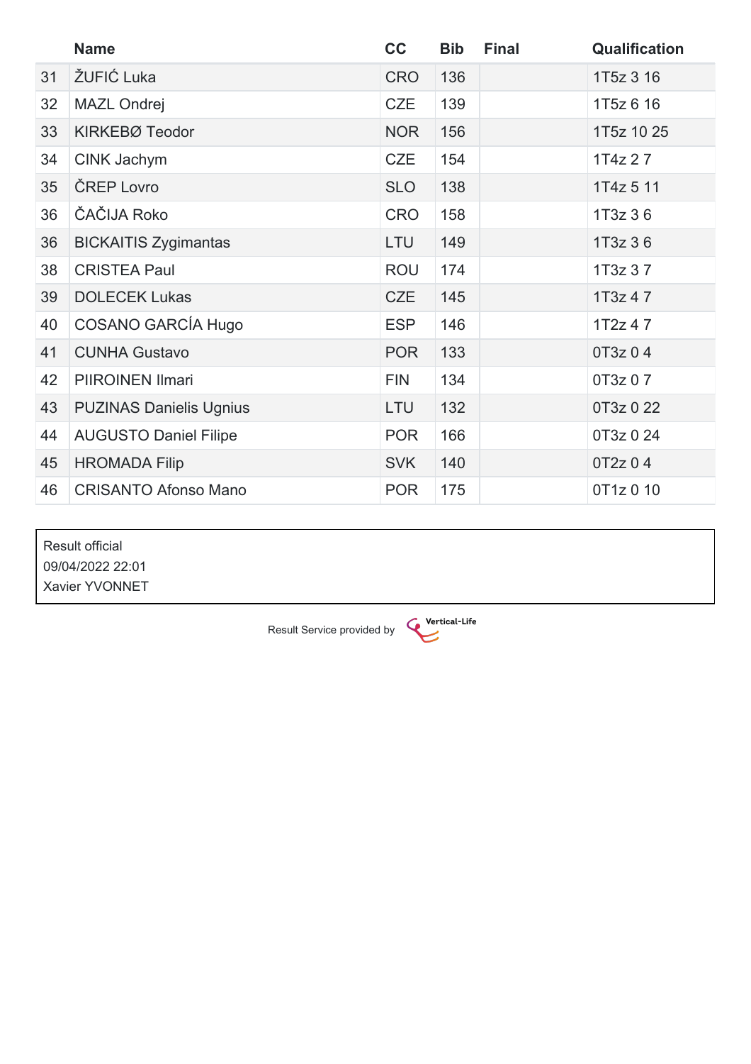| | Name | CC | Bib | Final | Qualification |
|---|---|---|---|---|---|
| 31 | ŽUFIĆ Luka | CRO | 136 | | 1T5z 3 16 |
| 32 | MAZL Ondrej | CZE | 139 | | 1T5z 6 16 |
| 33 | KIRKEBØ Teodor | NOR | 156 | | 1T5z 10 25 |
| 34 | CINK Jachym | CZE | 154 | | 1T4z 2 7 |
| 35 | ČREP Lovro | SLO | 138 | | 1T4z 5 11 |
| 36 | ČAČIJA Roko | CRO | 158 | | 1T3z 3 6 |
| 36 | BICKAITIS Zygimantas | LTU | 149 | | 1T3z 3 6 |
| 38 | CRISTEA Paul | ROU | 174 | | 1T3z 3 7 |
| 39 | DOLECEK Lukas | CZE | 145 | | 1T3z 4 7 |
| 40 | COSANO GARCÍA Hugo | ESP | 146 | | 1T2z 4 7 |
| 41 | CUNHA Gustavo | POR | 133 | | 0T3z 0 4 |
| 42 | PIIROINEN Ilmari | FIN | 134 | | 0T3z 0 7 |
| 43 | PUZINAS Danielis Ugnius | LTU | 132 | | 0T3z 0 22 |
| 44 | AUGUSTO Daniel Filipe | POR | 166 | | 0T3z 0 24 |
| 45 | HROMADA Filip | SVK | 140 | | 0T2z 0 4 |
| 46 | CRISANTO Afonso Mano | POR | 175 | | 0T1z 0 10 |

Result official
09/04/2022 22:01
Xavier YVONNET

Result Service provided by Vertical-Life